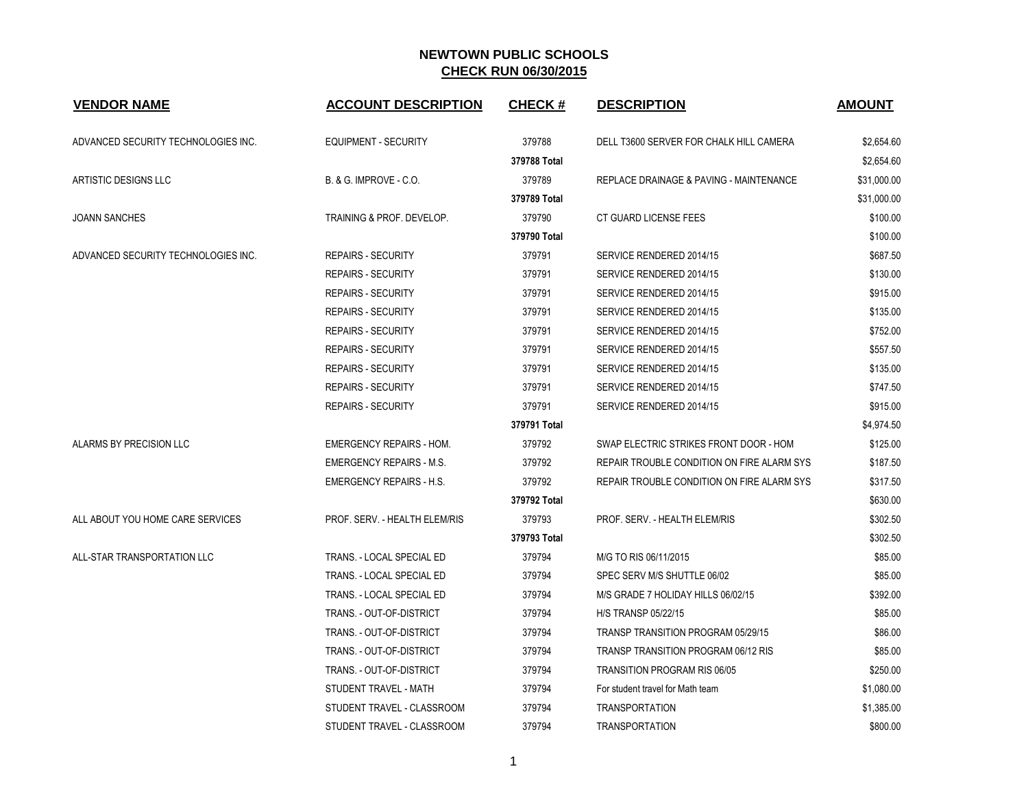# NEWTOWN PUBLIC SCHOOLS

## CHECK RUN 06/30/2015

| VENDOR NAME | ACCOUNT DESCRIPTION | CHECK # | DESCRIPTION | AMOUNT |
|---|---|---|---|---|
| ADVANCED SECURITY TECHNOLOGIES INC. | EQUIPMENT - SECURITY | 379788 | DELL T3600 SERVER FOR CHALK HILL CAMERA | $2,654.60 |
| | | **379788 Total** | | $2,654.60 |
| ARTISTIC DESIGNS LLC | B. & G. IMPROVE - C.O. | 379789 | REPLACE DRAINAGE & PAVING - MAINTENANCE | $31,000.00 |
| | | **379789 Total** | | $31,000.00 |
| JOANN SANCHES | TRAINING & PROF. DEVELOP. | 379790 | CT GUARD LICENSE FEES | $100.00 |
| | | **379790 Total** | | $100.00 |
| ADVANCED SECURITY TECHNOLOGIES INC. | REPAIRS - SECURITY | 379791 | SERVICE RENDERED 2014/15 | $687.50 |
| | REPAIRS - SECURITY | 379791 | SERVICE RENDERED 2014/15 | $130.00 |
| | REPAIRS - SECURITY | 379791 | SERVICE RENDERED 2014/15 | $915.00 |
| | REPAIRS - SECURITY | 379791 | SERVICE RENDERED 2014/15 | $135.00 |
| | REPAIRS - SECURITY | 379791 | SERVICE RENDERED 2014/15 | $752.00 |
| | REPAIRS - SECURITY | 379791 | SERVICE RENDERED 2014/15 | $557.50 |
| | REPAIRS - SECURITY | 379791 | SERVICE RENDERED 2014/15 | $135.00 |
| | REPAIRS - SECURITY | 379791 | SERVICE RENDERED 2014/15 | $747.50 |
| | REPAIRS - SECURITY | 379791 | SERVICE RENDERED 2014/15 | $915.00 |
| | | **379791 Total** | | $4,974.50 |
| ALARMS BY PRECISION LLC | EMERGENCY REPAIRS - HOM. | 379792 | SWAP ELECTRIC STRIKES FRONT DOOR - HOM | $125.00 |
| | EMERGENCY REPAIRS - M.S. | 379792 | REPAIR TROUBLE CONDITION ON FIRE ALARM SYS | $187.50 |
| | EMERGENCY REPAIRS - H.S. | 379792 | REPAIR TROUBLE CONDITION ON FIRE ALARM SYS | $317.50 |
| | | **379792 Total** | | $630.00 |
| ALL ABOUT YOU HOME CARE SERVICES | PROF. SERV. - HEALTH ELEM/RIS | 379793 | PROF. SERV. - HEALTH ELEM/RIS | $302.50 |
| | | **379793 Total** | | $302.50 |
| ALL-STAR TRANSPORTATION LLC | TRANS. - LOCAL SPECIAL ED | 379794 | M/G TO RIS 06/11/2015 | $85.00 |
| | TRANS. - LOCAL SPECIAL ED | 379794 | SPEC SERV M/S SHUTTLE 06/02 | $85.00 |
| | TRANS. - LOCAL SPECIAL ED | 379794 | M/S GRADE 7 HOLIDAY HILLS 06/02/15 | $392.00 |
| | TRANS. - OUT-OF-DISTRICT | 379794 | H/S TRANSP 05/22/15 | $85.00 |
| | TRANS. - OUT-OF-DISTRICT | 379794 | TRANSP TRANSITION PROGRAM 05/29/15 | $86.00 |
| | TRANS. - OUT-OF-DISTRICT | 379794 | TRANSP TRANSITION PROGRAM 06/12 RIS | $85.00 |
| | TRANS. - OUT-OF-DISTRICT | 379794 | TRANSITION PROGRAM RIS 06/05 | $250.00 |
| | STUDENT TRAVEL - MATH | 379794 | For student travel for Math team | $1,080.00 |
| | STUDENT TRAVEL - CLASSROOM | 379794 | TRANSPORTATION | $1,385.00 |
| | STUDENT TRAVEL - CLASSROOM | 379794 | TRANSPORTATION | $800.00 |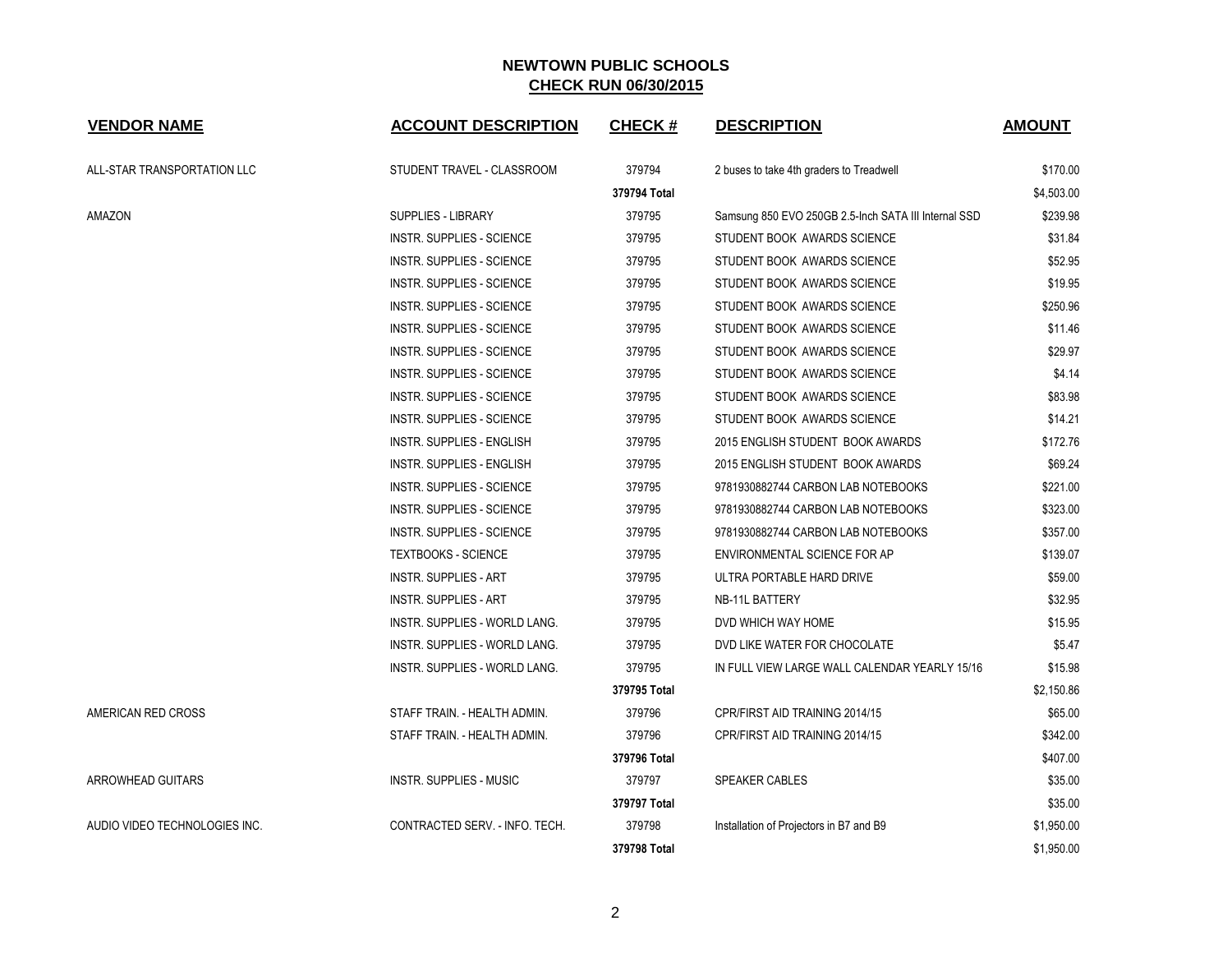## NEWTOWN PUBLIC SCHOOLS
## CHECK RUN 06/30/2015

| VENDOR NAME | ACCOUNT DESCRIPTION | CHECK # | DESCRIPTION | AMOUNT |
|---|---|---|---|---|
| ALL-STAR TRANSPORTATION LLC | STUDENT TRAVEL - CLASSROOM | 379794 | 2 buses to take 4th graders to Treadwell | $170.00 |
| | | **379794 Total** | | $4,503.00 |
| AMAZON | SUPPLIES - LIBRARY | 379795 | Samsung 850 EVO 250GB 2.5-Inch SATA III Internal SSD | $239.98 |
| | INSTR. SUPPLIES - SCIENCE | 379795 | STUDENT BOOK AWARDS SCIENCE | $31.84 |
| | INSTR. SUPPLIES - SCIENCE | 379795 | STUDENT BOOK AWARDS SCIENCE | $52.95 |
| | INSTR. SUPPLIES - SCIENCE | 379795 | STUDENT BOOK AWARDS SCIENCE | $19.95 |
| | INSTR. SUPPLIES - SCIENCE | 379795 | STUDENT BOOK AWARDS SCIENCE | $250.96 |
| | INSTR. SUPPLIES - SCIENCE | 379795 | STUDENT BOOK AWARDS SCIENCE | $11.46 |
| | INSTR. SUPPLIES - SCIENCE | 379795 | STUDENT BOOK AWARDS SCIENCE | $29.97 |
| | INSTR. SUPPLIES - SCIENCE | 379795 | STUDENT BOOK AWARDS SCIENCE | $4.14 |
| | INSTR. SUPPLIES - SCIENCE | 379795 | STUDENT BOOK AWARDS SCIENCE | $83.98 |
| | INSTR. SUPPLIES - SCIENCE | 379795 | STUDENT BOOK AWARDS SCIENCE | $14.21 |
| | INSTR. SUPPLIES - ENGLISH | 379795 | 2015 ENGLISH STUDENT BOOK AWARDS | $172.76 |
| | INSTR. SUPPLIES - ENGLISH | 379795 | 2015 ENGLISH STUDENT BOOK AWARDS | $69.24 |
| | INSTR. SUPPLIES - SCIENCE | 379795 | 9781930882744 CARBON LAB NOTEBOOKS | $221.00 |
| | INSTR. SUPPLIES - SCIENCE | 379795 | 9781930882744 CARBON LAB NOTEBOOKS | $323.00 |
| | INSTR. SUPPLIES - SCIENCE | 379795 | 9781930882744 CARBON LAB NOTEBOOKS | $357.00 |
| | TEXTBOOKS - SCIENCE | 379795 | ENVIRONMENTAL SCIENCE FOR AP | $139.07 |
| | INSTR. SUPPLIES - ART | 379795 | ULTRA PORTABLE HARD DRIVE | $59.00 |
| | INSTR. SUPPLIES - ART | 379795 | NB-11L BATTERY | $32.95 |
| | INSTR. SUPPLIES - WORLD LANG. | 379795 | DVD WHICH WAY HOME | $15.95 |
| | INSTR. SUPPLIES - WORLD LANG. | 379795 | DVD LIKE WATER FOR CHOCOLATE | $5.47 |
| | INSTR. SUPPLIES - WORLD LANG. | 379795 | IN FULL VIEW LARGE WALL CALENDAR YEARLY 15/16 | $15.98 |
| | | **379795 Total** | | $2,150.86 |
| AMERICAN RED CROSS | STAFF TRAIN. - HEALTH ADMIN. | 379796 | CPR/FIRST AID TRAINING 2014/15 | $65.00 |
| | STAFF TRAIN. - HEALTH ADMIN. | 379796 | CPR/FIRST AID TRAINING 2014/15 | $342.00 |
| | | **379796 Total** | | $407.00 |
| ARROWHEAD GUITARS | INSTR. SUPPLIES - MUSIC | 379797 | SPEAKER CABLES | $35.00 |
| | | **379797 Total** | | $35.00 |
| AUDIO VIDEO TECHNOLOGIES INC. | CONTRACTED SERV. - INFO. TECH. | 379798 | Installation of Projectors in B7 and B9 | $1,950.00 |
| | | **379798 Total** | | $1,950.00 |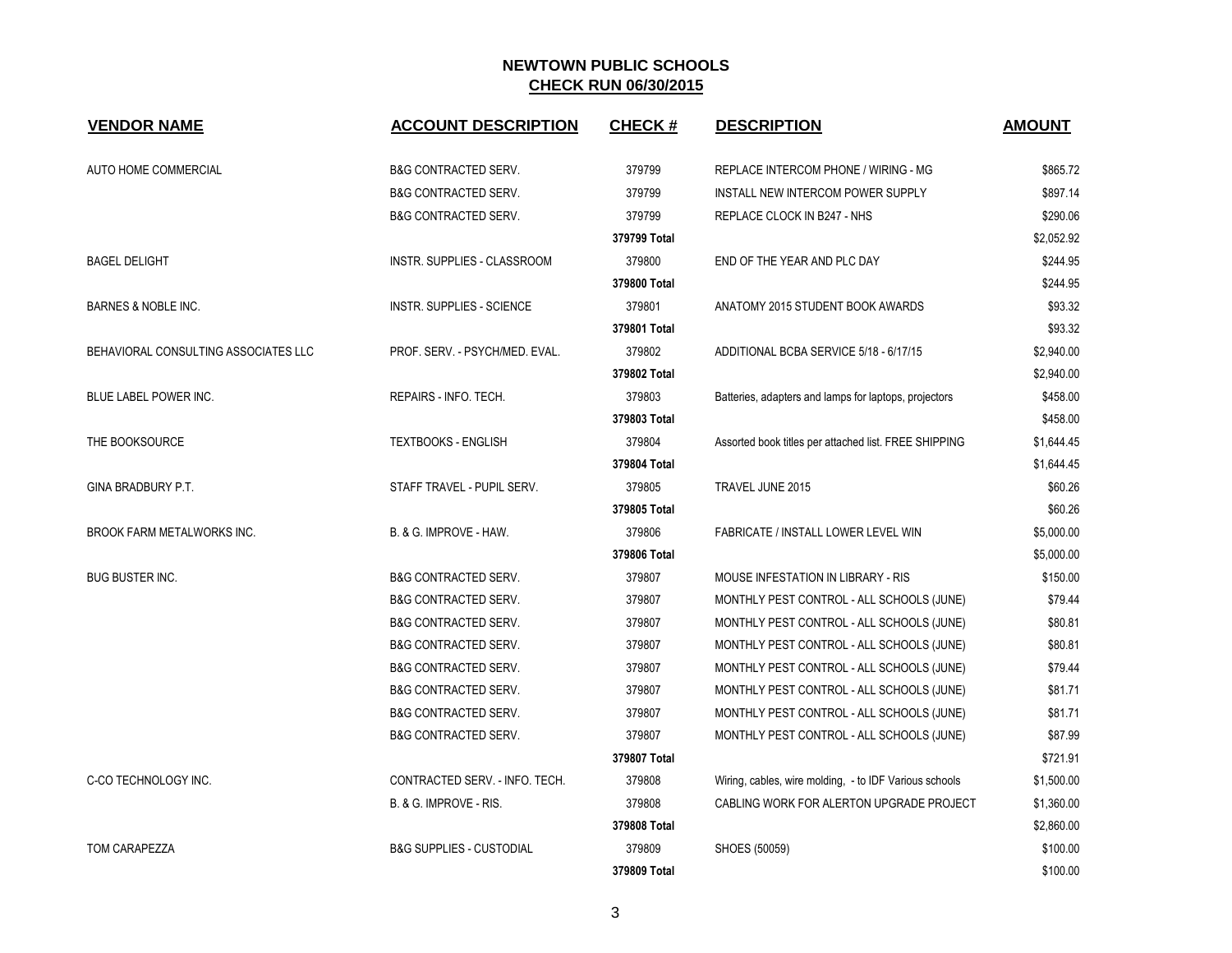# NEWTOWN PUBLIC SCHOOLS

## CHECK RUN 06/30/2015

| VENDOR NAME | ACCOUNT DESCRIPTION | CHECK # | DESCRIPTION | AMOUNT |
|---|---|---|---|---|
| AUTO HOME COMMERCIAL | B&G CONTRACTED SERV. | 379799 | REPLACE INTERCOM PHONE / WIRING - MG | $865.72 |
| | B&G CONTRACTED SERV. | 379799 | INSTALL NEW INTERCOM POWER SUPPLY | $897.14 |
| | B&G CONTRACTED SERV. | 379799 | REPLACE CLOCK IN B247 - NHS | $290.06 |
| | | **379799 Total** | | $2,052.92 |
| BAGEL DELIGHT | INSTR. SUPPLIES - CLASSROOM | 379800 | END OF THE YEAR AND PLC DAY | $244.95 |
| | | **379800 Total** | | $244.95 |
| BARNES & NOBLE INC. | INSTR. SUPPLIES - SCIENCE | 379801 | ANATOMY 2015 STUDENT BOOK AWARDS | $93.32 |
| | | **379801 Total** | | $93.32 |
| BEHAVIORAL CONSULTING ASSOCIATES LLC | PROF. SERV. - PSYCH/MED. EVAL. | 379802 | ADDITIONAL BCBA SERVICE 5/18 - 6/17/15 | $2,940.00 |
| | | **379802 Total** | | $2,940.00 |
| BLUE LABEL POWER INC. | REPAIRS - INFO. TECH. | 379803 | Batteries, adapters and lamps for laptops, projectors | $458.00 |
| | | **379803 Total** | | $458.00 |
| THE BOOKSOURCE | TEXTBOOKS - ENGLISH | 379804 | Assorted book titles per attached list. FREE SHIPPING | $1,644.45 |
| | | **379804 Total** | | $1,644.45 |
| GINA BRADBURY P.T. | STAFF TRAVEL - PUPIL SERV. | 379805 | TRAVEL JUNE 2015 | $60.26 |
| | | **379805 Total** | | $60.26 |
| BROOK FARM METALWORKS INC. | B. & G. IMPROVE - HAW. | 379806 | FABRICATE / INSTALL LOWER LEVEL WIN | $5,000.00 |
| | | **379806 Total** | | $5,000.00 |
| BUG BUSTER INC. | B&G CONTRACTED SERV. | 379807 | MOUSE INFESTATION IN LIBRARY - RIS | $150.00 |
| | B&G CONTRACTED SERV. | 379807 | MONTHLY PEST CONTROL - ALL SCHOOLS (JUNE) | $79.44 |
| | B&G CONTRACTED SERV. | 379807 | MONTHLY PEST CONTROL - ALL SCHOOLS (JUNE) | $80.81 |
| | B&G CONTRACTED SERV. | 379807 | MONTHLY PEST CONTROL - ALL SCHOOLS (JUNE) | $80.81 |
| | B&G CONTRACTED SERV. | 379807 | MONTHLY PEST CONTROL - ALL SCHOOLS (JUNE) | $79.44 |
| | B&G CONTRACTED SERV. | 379807 | MONTHLY PEST CONTROL - ALL SCHOOLS (JUNE) | $81.71 |
| | B&G CONTRACTED SERV. | 379807 | MONTHLY PEST CONTROL - ALL SCHOOLS (JUNE) | $81.71 |
| | B&G CONTRACTED SERV. | 379807 | MONTHLY PEST CONTROL - ALL SCHOOLS (JUNE) | $87.99 |
| | | **379807 Total** | | $721.91 |
| C-CO TECHNOLOGY INC. | CONTRACTED SERV. - INFO. TECH. | 379808 | Wiring, cables, wire molding, - to IDF Various schools | $1,500.00 |
| | B. & G. IMPROVE - RIS. | 379808 | CABLING WORK FOR ALERTON UPGRADE PROJECT | $1,360.00 |
| | | **379808 Total** | | $2,860.00 |
| TOM CARAPEZZA | B&G SUPPLIES - CUSTODIAL | 379809 | SHOES (50059) | $100.00 |
| | | **379809 Total** | | $100.00 |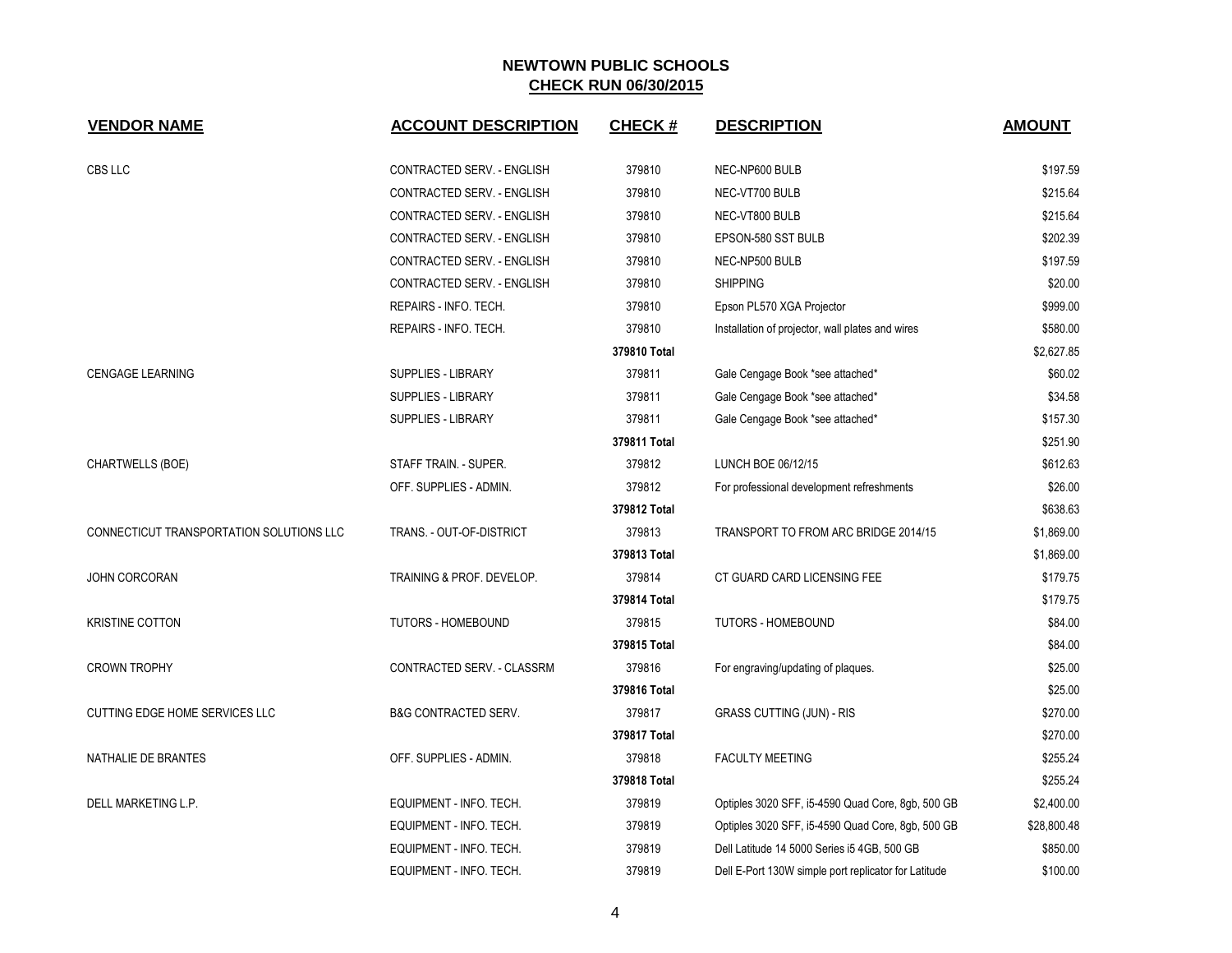## NEWTOWN PUBLIC SCHOOLS
## CHECK RUN 06/30/2015

| VENDOR NAME | ACCOUNT DESCRIPTION | CHECK # | DESCRIPTION | AMOUNT |
|---|---|---|---|---|
| CBS LLC | CONTRACTED SERV. - ENGLISH | 379810 | NEC-NP600 BULB | $197.59 |
| | CONTRACTED SERV. - ENGLISH | 379810 | NEC-VT700 BULB | $215.64 |
| | CONTRACTED SERV. - ENGLISH | 379810 | NEC-VT800 BULB | $215.64 |
| | CONTRACTED SERV. - ENGLISH | 379810 | EPSON-580 SST BULB | $202.39 |
| | CONTRACTED SERV. - ENGLISH | 379810 | NEC-NP500 BULB | $197.59 |
| | CONTRACTED SERV. - ENGLISH | 379810 | SHIPPING | $20.00 |
| | REPAIRS - INFO. TECH. | 379810 | Epson PL570 XGA Projector | $999.00 |
| | REPAIRS - INFO. TECH. | 379810 | Installation of projector, wall plates and wires | $580.00 |
| | | **379810 Total** | | $2,627.85 |
| CENGAGE LEARNING | SUPPLIES - LIBRARY | 379811 | Gale Cengage Book *see attached* | $60.02 |
| | SUPPLIES - LIBRARY | 379811 | Gale Cengage Book *see attached* | $34.58 |
| | SUPPLIES - LIBRARY | 379811 | Gale Cengage Book *see attached* | $157.30 |
| | | **379811 Total** | | $251.90 |
| CHARTWELLS (BOE) | STAFF TRAIN. - SUPER. | 379812 | LUNCH BOE 06/12/15 | $612.63 |
| | OFF. SUPPLIES - ADMIN. | 379812 | For professional development refreshments | $26.00 |
| | | **379812 Total** | | $638.63 |
| CONNECTICUT TRANSPORTATION SOLUTIONS LLC | TRANS. - OUT-OF-DISTRICT | 379813 | TRANSPORT TO FROM ARC BRIDGE 2014/15 | $1,869.00 |
| | | **379813 Total** | | $1,869.00 |
| JOHN CORCORAN | TRAINING & PROF. DEVELOP. | 379814 | CT GUARD CARD LICENSING FEE | $179.75 |
| | | **379814 Total** | | $179.75 |
| KRISTINE COTTON | TUTORS - HOMEBOUND | 379815 | TUTORS - HOMEBOUND | $84.00 |
| | | **379815 Total** | | $84.00 |
| CROWN TROPHY | CONTRACTED SERV. - CLASSRM | 379816 | For engraving/updating of plaques. | $25.00 |
| | | **379816 Total** | | $25.00 |
| CUTTING EDGE HOME SERVICES LLC | B&G CONTRACTED SERV. | 379817 | GRASS CUTTING (JUN) - RIS | $270.00 |
| | | **379817 Total** | | $270.00 |
| NATHALIE DE BRANTES | OFF. SUPPLIES - ADMIN. | 379818 | FACULTY MEETING | $255.24 |
| | | **379818 Total** | | $255.24 |
| DELL MARKETING L.P. | EQUIPMENT - INFO. TECH. | 379819 | Optiples 3020 SFF, i5-4590 Quad Core, 8gb, 500 GB | $2,400.00 |
| | EQUIPMENT - INFO. TECH. | 379819 | Optiples 3020 SFF, i5-4590 Quad Core, 8gb, 500 GB | $28,800.48 |
| | EQUIPMENT - INFO. TECH. | 379819 | Dell Latitude 14 5000 Series i5 4GB, 500 GB | $850.00 |
| | EQUIPMENT - INFO. TECH. | 379819 | Dell E-Port 130W simple port replicator for Latitude | $100.00 |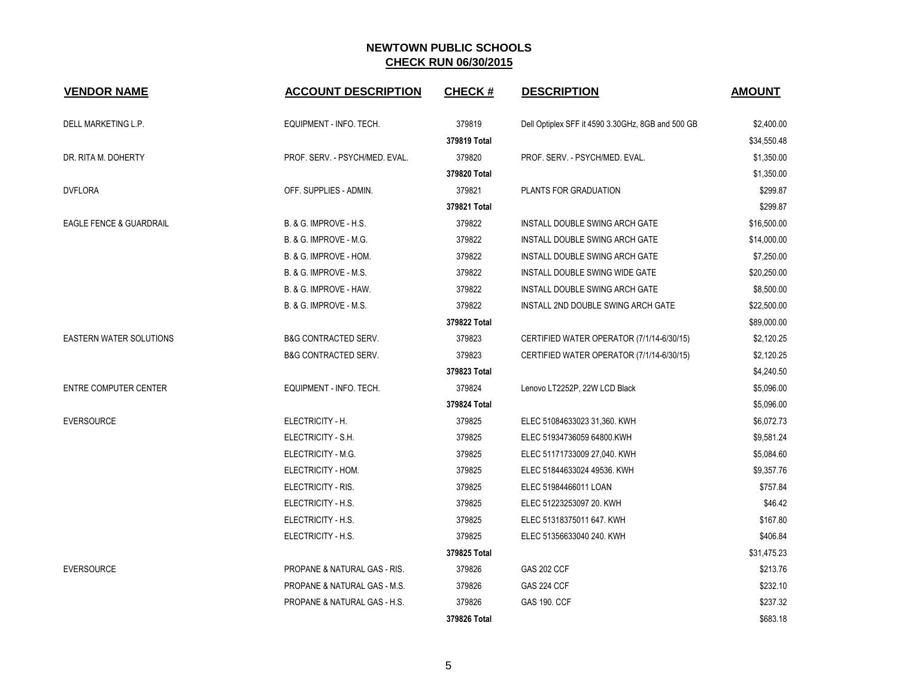# NEWTOWN PUBLIC SCHOOLS

## CHECK RUN 06/30/2015

| VENDOR NAME | ACCOUNT DESCRIPTION | CHECK # | DESCRIPTION | AMOUNT |
|---|---|---|---|---|
| DELL MARKETING L.P. | EQUIPMENT - INFO. TECH. | 379819 | Dell Optiplex SFF it 4590 3.30GHz, 8GB and 500 GB | $2,400.00 |
| | | **379819 Total** | | $34,550.48 |
| DR. RITA M. DOHERTY | PROF. SERV. - PSYCH/MED. EVAL. | 379820 | PROF. SERV. - PSYCH/MED. EVAL. | $1,350.00 |
| | | **379820 Total** | | $1,350.00 |
| DVFLORA | OFF. SUPPLIES - ADMIN. | 379821 | PLANTS FOR GRADUATION | $299.87 |
| | | **379821 Total** | | $299.87 |
| EAGLE FENCE & GUARDRAIL | B. & G. IMPROVE - H.S. | 379822 | INSTALL DOUBLE SWING ARCH GATE | $16,500.00 |
| | B. & G. IMPROVE - M.G. | 379822 | INSTALL DOUBLE SWING ARCH GATE | $14,000.00 |
| | B. & G. IMPROVE - HOM. | 379822 | INSTALL DOUBLE SWING ARCH GATE | $7,250.00 |
| | B. & G. IMPROVE - M.S. | 379822 | INSTALL DOUBLE SWING WIDE GATE | $20,250.00 |
| | B. & G. IMPROVE - HAW. | 379822 | INSTALL DOUBLE SWING ARCH GATE | $8,500.00 |
| | B. & G. IMPROVE - M.S. | 379822 | INSTALL 2ND DOUBLE SWING ARCH GATE | $22,500.00 |
| | | **379822 Total** | | $89,000.00 |
| EASTERN WATER SOLUTIONS | B&G CONTRACTED SERV. | 379823 | CERTIFIED WATER OPERATOR (7/1/14-6/30/15) | $2,120.25 |
| | B&G CONTRACTED SERV. | 379823 | CERTIFIED WATER OPERATOR (7/1/14-6/30/15) | $2,120.25 |
| | | **379823 Total** | | $4,240.50 |
| ENTRE COMPUTER CENTER | EQUIPMENT - INFO. TECH. | 379824 | Lenovo LT2252P, 22W LCD Black | $5,096.00 |
| | | **379824 Total** | | $5,096.00 |
| EVERSOURCE | ELECTRICITY - H. | 379825 | ELEC 51084633023 31,360. KWH | $6,072.73 |
| | ELECTRICITY - S.H. | 379825 | ELEC 51934736059 64800.KWH | $9,581.24 |
| | ELECTRICITY - M.G. | 379825 | ELEC 51171733009 27,040. KWH | $5,084.60 |
| | ELECTRICITY - HOM. | 379825 | ELEC 51844633024 49536. KWH | $9,357.76 |
| | ELECTRICITY - RIS. | 379825 | ELEC 51984466011 LOAN | $757.84 |
| | ELECTRICITY - H.S. | 379825 | ELEC 51223253097 20. KWH | $46.42 |
| | ELECTRICITY - H.S. | 379825 | ELEC 51318375011 647. KWH | $167.80 |
| | ELECTRICITY - H.S. | 379825 | ELEC 51356633040 240. KWH | $406.84 |
| | | **379825 Total** | | $31,475.23 |
| EVERSOURCE | PROPANE & NATURAL GAS - RIS. | 379826 | GAS 202 CCF | $213.76 |
| | PROPANE & NATURAL GAS - M.S. | 379826 | GAS 224 CCF | $232.10 |
| | PROPANE & NATURAL GAS - H.S. | 379826 | GAS 190. CCF | $237.32 |
| | | **379826 Total** | | $683.18 |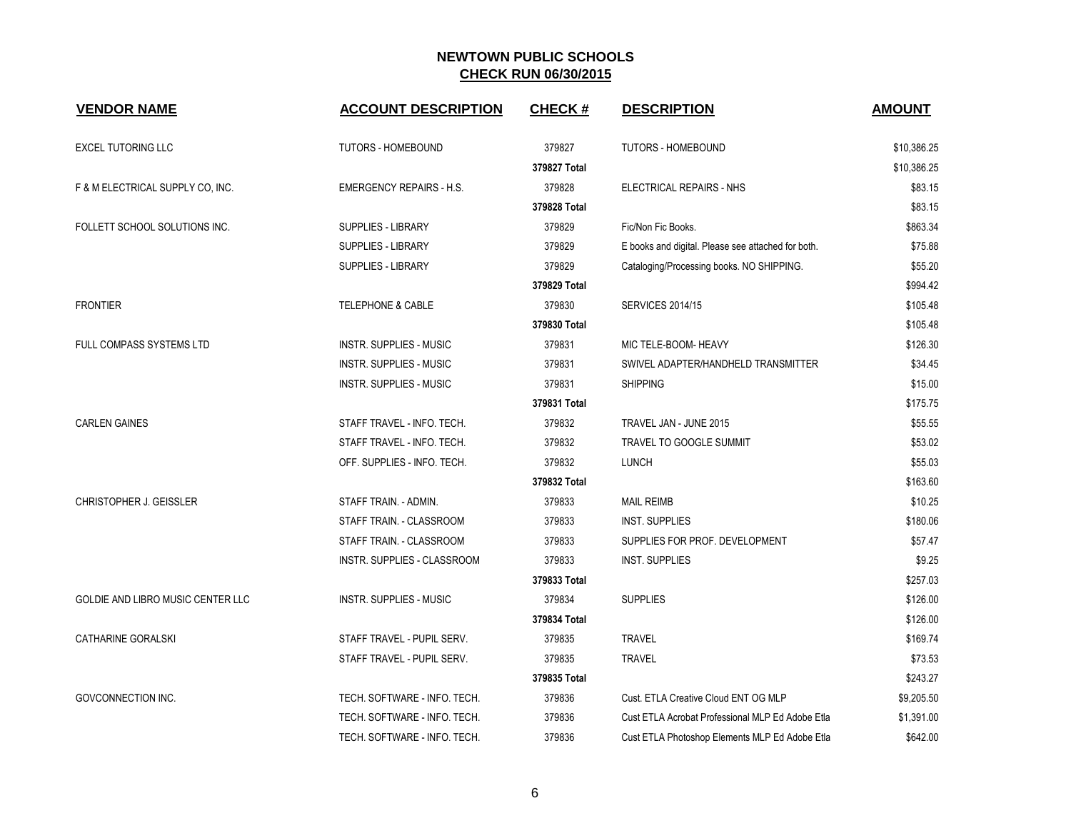# NEWTOWN PUBLIC SCHOOLS

## CHECK RUN 06/30/2015

| VENDOR NAME | ACCOUNT DESCRIPTION | CHECK # | DESCRIPTION | AMOUNT |
|---|---|---|---|---|
| EXCEL TUTORING LLC | TUTORS - HOMEBOUND | 379827 | TUTORS - HOMEBOUND | $10,386.25 |
| | | **379827 Total** | | $10,386.25 |
| F & M ELECTRICAL SUPPLY CO, INC. | EMERGENCY REPAIRS - H.S. | 379828 | ELECTRICAL REPAIRS - NHS | $83.15 |
| | | **379828 Total** | | $83.15 |
| FOLLETT SCHOOL SOLUTIONS INC. | SUPPLIES - LIBRARY | 379829 | Fic/Non Fic Books. | $863.34 |
| | SUPPLIES - LIBRARY | 379829 | E books and digital. Please see attached for both. | $75.88 |
| | SUPPLIES - LIBRARY | 379829 | Cataloging/Processing books. NO SHIPPING. | $55.20 |
| | | **379829 Total** | | $994.42 |
| FRONTIER | TELEPHONE & CABLE | 379830 | SERVICES 2014/15 | $105.48 |
| | | **379830 Total** | | $105.48 |
| FULL COMPASS SYSTEMS LTD | INSTR. SUPPLIES - MUSIC | 379831 | MIC TELE-BOOM- HEAVY | $126.30 |
| | INSTR. SUPPLIES - MUSIC | 379831 | SWIVEL ADAPTER/HANDHELD TRANSMITTER | $34.45 |
| | INSTR. SUPPLIES - MUSIC | 379831 | SHIPPING | $15.00 |
| | | **379831 Total** | | $175.75 |
| CARLEN GAINES | STAFF TRAVEL - INFO. TECH. | 379832 | TRAVEL JAN - JUNE 2015 | $55.55 |
| | STAFF TRAVEL - INFO. TECH. | 379832 | TRAVEL TO GOOGLE SUMMIT | $53.02 |
| | OFF. SUPPLIES - INFO. TECH. | 379832 | LUNCH | $55.03 |
| | | **379832 Total** | | $163.60 |
| CHRISTOPHER J. GEISSLER | STAFF TRAIN. - ADMIN. | 379833 | MAIL REIMB | $10.25 |
| | STAFF TRAIN. - CLASSROOM | 379833 | INST. SUPPLIES | $180.06 |
| | STAFF TRAIN. - CLASSROOM | 379833 | SUPPLIES FOR PROF. DEVELOPMENT | $57.47 |
| | INSTR. SUPPLIES - CLASSROOM | 379833 | INST. SUPPLIES | $9.25 |
| | | **379833 Total** | | $257.03 |
| GOLDIE AND LIBRO MUSIC CENTER LLC | INSTR. SUPPLIES - MUSIC | 379834 | SUPPLIES | $126.00 |
| | | **379834 Total** | | $126.00 |
| CATHARINE GORALSKI | STAFF TRAVEL - PUPIL SERV. | 379835 | TRAVEL | $169.74 |
| | STAFF TRAVEL - PUPIL SERV. | 379835 | TRAVEL | $73.53 |
| | | **379835 Total** | | $243.27 |
| GOVCONNECTION INC. | TECH. SOFTWARE - INFO. TECH. | 379836 | Cust. ETLA Creative Cloud ENT OG MLP | $9,205.50 |
| | TECH. SOFTWARE - INFO. TECH. | 379836 | Cust ETLA Acrobat Professional MLP Ed Adobe Etla | $1,391.00 |
| | TECH. SOFTWARE - INFO. TECH. | 379836 | Cust ETLA Photoshop Elements MLP Ed Adobe Etla | $642.00 |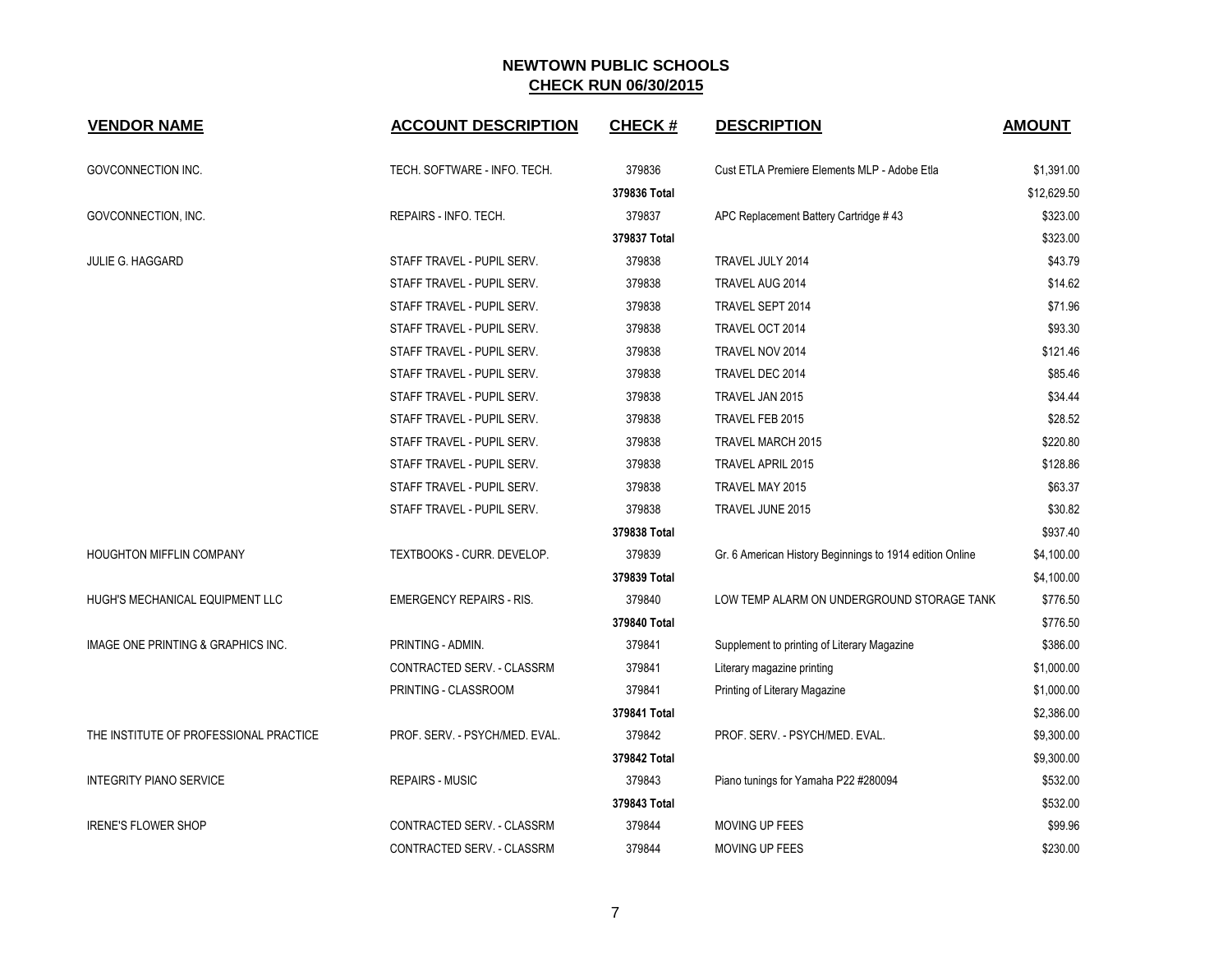## NEWTOWN PUBLIC SCHOOLS
## CHECK RUN 06/30/2015

| VENDOR NAME | ACCOUNT DESCRIPTION | CHECK # | DESCRIPTION | AMOUNT |
|---|---|---|---|---|
| GOVCONNECTION INC. | TECH. SOFTWARE - INFO. TECH. | 379836 | Cust ETLA Premiere Elements MLP - Adobe Etla | $1,391.00 |
| | | 379836 Total | | $12,629.50 |
| GOVCONNECTION, INC. | REPAIRS - INFO. TECH. | 379837 | APC Replacement Battery Cartridge # 43 | $323.00 |
| | | 379837 Total | | $323.00 |
| JULIE G. HAGGARD | STAFF TRAVEL - PUPIL SERV. | 379838 | TRAVEL JULY 2014 | $43.79 |
| | STAFF TRAVEL - PUPIL SERV. | 379838 | TRAVEL AUG 2014 | $14.62 |
| | STAFF TRAVEL - PUPIL SERV. | 379838 | TRAVEL SEPT 2014 | $71.96 |
| | STAFF TRAVEL - PUPIL SERV. | 379838 | TRAVEL OCT 2014 | $93.30 |
| | STAFF TRAVEL - PUPIL SERV. | 379838 | TRAVEL NOV 2014 | $121.46 |
| | STAFF TRAVEL - PUPIL SERV. | 379838 | TRAVEL DEC 2014 | $85.46 |
| | STAFF TRAVEL - PUPIL SERV. | 379838 | TRAVEL JAN 2015 | $34.44 |
| | STAFF TRAVEL - PUPIL SERV. | 379838 | TRAVEL FEB 2015 | $28.52 |
| | STAFF TRAVEL - PUPIL SERV. | 379838 | TRAVEL MARCH 2015 | $220.80 |
| | STAFF TRAVEL - PUPIL SERV. | 379838 | TRAVEL APRIL 2015 | $128.86 |
| | STAFF TRAVEL - PUPIL SERV. | 379838 | TRAVEL MAY 2015 | $63.37 |
| | STAFF TRAVEL - PUPIL SERV. | 379838 | TRAVEL JUNE 2015 | $30.82 |
| | | 379838 Total | | $937.40 |
| HOUGHTON MIFFLIN COMPANY | TEXTBOOKS - CURR. DEVELOP. | 379839 | Gr. 6 American History Beginnings to 1914 edition Online | $4,100.00 |
| | | 379839 Total | | $4,100.00 |
| HUGH'S MECHANICAL EQUIPMENT LLC | EMERGENCY REPAIRS - RIS. | 379840 | LOW TEMP ALARM ON UNDERGROUND STORAGE TANK | $776.50 |
| | | 379840 Total | | $776.50 |
| IMAGE ONE PRINTING & GRAPHICS INC. | PRINTING - ADMIN. | 379841 | Supplement to printing of Literary Magazine | $386.00 |
| | CONTRACTED SERV. - CLASSRM | 379841 | Literary magazine printing | $1,000.00 |
| | PRINTING - CLASSROOM | 379841 | Printing of Literary Magazine | $1,000.00 |
| | | 379841 Total | | $2,386.00 |
| THE INSTITUTE OF PROFESSIONAL PRACTICE | PROF. SERV. - PSYCH/MED. EVAL. | 379842 | PROF. SERV. - PSYCH/MED. EVAL. | $9,300.00 |
| | | 379842 Total | | $9,300.00 |
| INTEGRITY PIANO SERVICE | REPAIRS - MUSIC | 379843 | Piano tunings for Yamaha P22 #280094 | $532.00 |
| | | 379843 Total | | $532.00 |
| IRENE'S FLOWER SHOP | CONTRACTED SERV. - CLASSRM | 379844 | MOVING UP FEES | $99.96 |
| | CONTRACTED SERV. - CLASSRM | 379844 | MOVING UP FEES | $230.00 |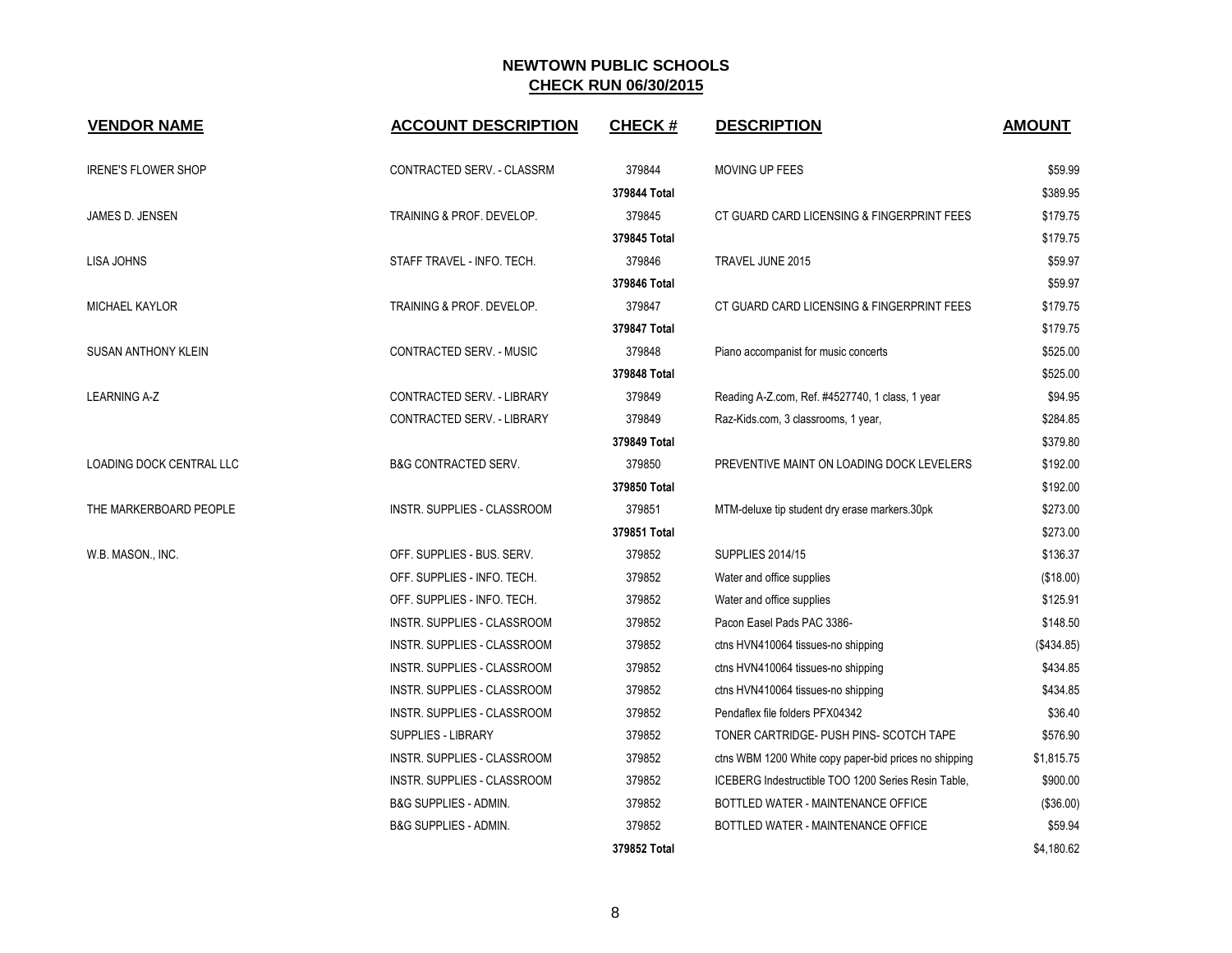# NEWTOWN PUBLIC SCHOOLS

## CHECK RUN 06/30/2015

| VENDOR NAME | ACCOUNT DESCRIPTION | CHECK # | DESCRIPTION | AMOUNT |
|---|---|---|---|---|
| IRENE'S FLOWER SHOP | CONTRACTED SERV. - CLASSRM | 379844 | MOVING UP FEES | $59.99 |
| | | **379844 Total** | | $389.95 |
| JAMES D. JENSEN | TRAINING & PROF. DEVELOP. | 379845 | CT GUARD CARD LICENSING & FINGERPRINT FEES | $179.75 |
| | | **379845 Total** | | $179.75 |
| LISA JOHNS | STAFF TRAVEL - INFO. TECH. | 379846 | TRAVEL JUNE 2015 | $59.97 |
| | | **379846 Total** | | $59.97 |
| MICHAEL KAYLOR | TRAINING & PROF. DEVELOP. | 379847 | CT GUARD CARD LICENSING & FINGERPRINT FEES | $179.75 |
| | | **379847 Total** | | $179.75 |
| SUSAN ANTHONY KLEIN | CONTRACTED SERV. - MUSIC | 379848 | Piano accompanist for music concerts | $525.00 |
| | | **379848 Total** | | $525.00 |
| LEARNING A-Z | CONTRACTED SERV. - LIBRARY | 379849 | Reading A-Z.com, Ref. #4527740, 1 class, 1 year | $94.95 |
| | CONTRACTED SERV. - LIBRARY | 379849 | Raz-Kids.com, 3 classrooms, 1 year, | $284.85 |
| | | **379849 Total** | | $379.80 |
| LOADING DOCK CENTRAL LLC | B&G CONTRACTED SERV. | 379850 | PREVENTIVE MAINT ON LOADING DOCK LEVELERS | $192.00 |
| | | **379850 Total** | | $192.00 |
| THE MARKERBOARD PEOPLE | INSTR. SUPPLIES - CLASSROOM | 379851 | MTM-deluxe tip student dry erase markers.30pk | $273.00 |
| | | **379851 Total** | | $273.00 |
| W.B. MASON., INC. | OFF. SUPPLIES - BUS. SERV. | 379852 | SUPPLIES 2014/15 | $136.37 |
| | OFF. SUPPLIES - INFO. TECH. | 379852 | Water and office supplies | ($18.00) |
| | OFF. SUPPLIES - INFO. TECH. | 379852 | Water and office supplies | $125.91 |
| | INSTR. SUPPLIES - CLASSROOM | 379852 | Pacon Easel Pads PAC 3386- | $148.50 |
| | INSTR. SUPPLIES - CLASSROOM | 379852 | ctns HVN410064 tissues-no shipping | ($434.85) |
| | INSTR. SUPPLIES - CLASSROOM | 379852 | ctns HVN410064 tissues-no shipping | $434.85 |
| | INSTR. SUPPLIES - CLASSROOM | 379852 | ctns HVN410064 tissues-no shipping | $434.85 |
| | INSTR. SUPPLIES - CLASSROOM | 379852 | Pendaflex file folders PFX04342 | $36.40 |
| | SUPPLIES - LIBRARY | 379852 | TONER CARTRIDGE- PUSH PINS- SCOTCH TAPE | $576.90 |
| | INSTR. SUPPLIES - CLASSROOM | 379852 | ctns WBM 1200 White copy paper-bid prices no shipping | $1,815.75 |
| | INSTR. SUPPLIES - CLASSROOM | 379852 | ICEBERG Indestructible TOO 1200 Series Resin Table, | $900.00 |
| | B&G SUPPLIES - ADMIN. | 379852 | BOTTLED WATER - MAINTENANCE OFFICE | ($36.00) |
| | B&G SUPPLIES - ADMIN. | 379852 | BOTTLED WATER - MAINTENANCE OFFICE | $59.94 |
| | | **379852 Total** | | $4,180.62 |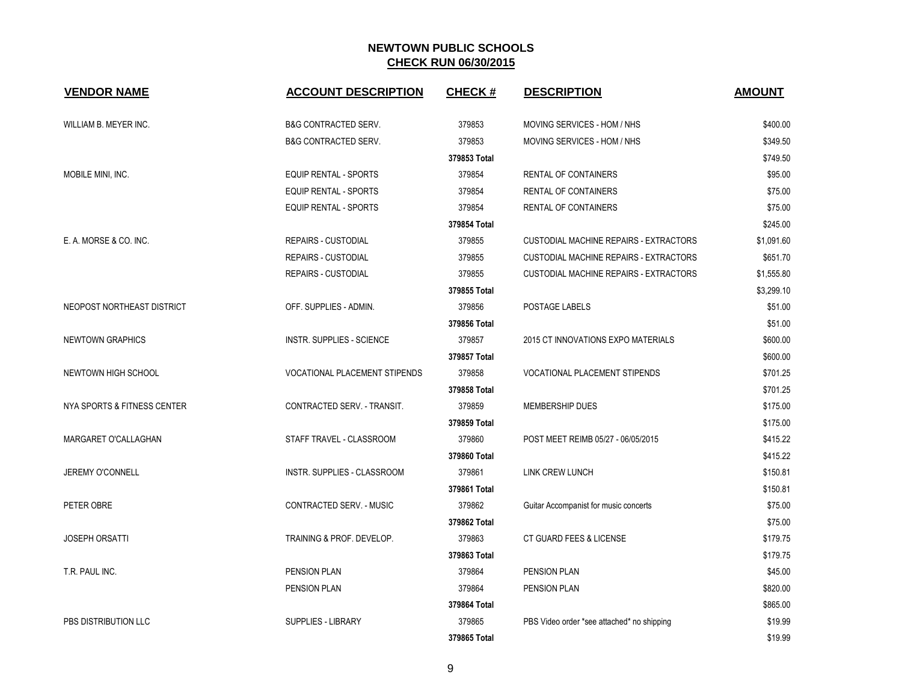# NEWTOWN PUBLIC SCHOOLS

## CHECK RUN 06/30/2015

| VENDOR NAME | ACCOUNT DESCRIPTION | CHECK # | DESCRIPTION | AMOUNT |
|---|---|---|---|---|
| WILLIAM B. MEYER INC. | B&G CONTRACTED SERV. | 379853 | MOVING SERVICES - HOM / NHS | $400.00 |
| | B&G CONTRACTED SERV. | 379853 | MOVING SERVICES - HOM / NHS | $349.50 |
| | | **379853 Total** | | $749.50 |
| MOBILE MINI, INC. | EQUIP RENTAL - SPORTS | 379854 | RENTAL OF CONTAINERS | $95.00 |
| | EQUIP RENTAL - SPORTS | 379854 | RENTAL OF CONTAINERS | $75.00 |
| | EQUIP RENTAL - SPORTS | 379854 | RENTAL OF CONTAINERS | $75.00 |
| | | **379854 Total** | | $245.00 |
| E. A. MORSE & CO. INC. | REPAIRS - CUSTODIAL | 379855 | CUSTODIAL MACHINE REPAIRS - EXTRACTORS | $1,091.60 |
| | REPAIRS - CUSTODIAL | 379855 | CUSTODIAL MACHINE REPAIRS - EXTRACTORS | $651.70 |
| | REPAIRS - CUSTODIAL | 379855 | CUSTODIAL MACHINE REPAIRS - EXTRACTORS | $1,555.80 |
| | | **379855 Total** | | $3,299.10 |
| NEOPOST NORTHEAST DISTRICT | OFF. SUPPLIES - ADMIN. | 379856 | POSTAGE LABELS | $51.00 |
| | | **379856 Total** | | $51.00 |
| NEWTOWN GRAPHICS | INSTR. SUPPLIES - SCIENCE | 379857 | 2015 CT INNOVATIONS EXPO MATERIALS | $600.00 |
| | | **379857 Total** | | $600.00 |
| NEWTOWN HIGH SCHOOL | VOCATIONAL PLACEMENT STIPENDS | 379858 | VOCATIONAL PLACEMENT STIPENDS | $701.25 |
| | | **379858 Total** | | $701.25 |
| NYA SPORTS & FITNESS CENTER | CONTRACTED SERV. - TRANSIT. | 379859 | MEMBERSHIP DUES | $175.00 |
| | | **379859 Total** | | $175.00 |
| MARGARET O'CALLAGHAN | STAFF TRAVEL - CLASSROOM | 379860 | POST MEET REIMB 05/27 - 06/05/2015 | $415.22 |
| | | **379860 Total** | | $415.22 |
| JEREMY O'CONNELL | INSTR. SUPPLIES - CLASSROOM | 379861 | LINK CREW LUNCH | $150.81 |
| | | **379861 Total** | | $150.81 |
| PETER OBRE | CONTRACTED SERV. - MUSIC | 379862 | Guitar Accompanist for music concerts | $75.00 |
| | | **379862 Total** | | $75.00 |
| JOSEPH ORSATTI | TRAINING & PROF. DEVELOP. | 379863 | CT GUARD FEES & LICENSE | $179.75 |
| | | **379863 Total** | | $179.75 |
| T.R. PAUL INC. | PENSION PLAN | 379864 | PENSION PLAN | $45.00 |
| | PENSION PLAN | 379864 | PENSION PLAN | $820.00 |
| | | **379864 Total** | | $865.00 |
| PBS DISTRIBUTION LLC | SUPPLIES - LIBRARY | 379865 | PBS Video order *see attached* no shipping | $19.99 |
| | | **379865 Total** | | $19.99 |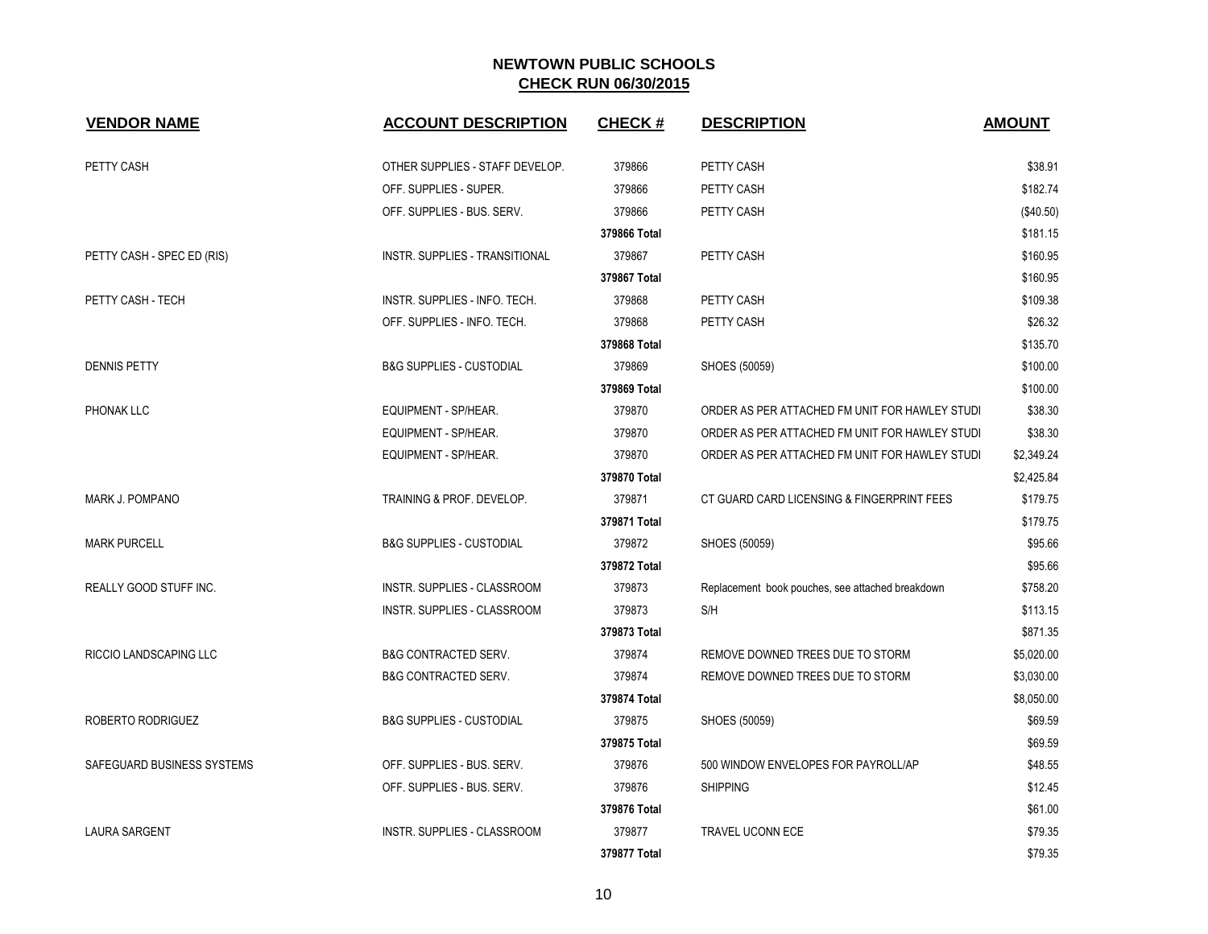## NEWTOWN PUBLIC SCHOOLS
## CHECK RUN 06/30/2015

| VENDOR NAME | ACCOUNT DESCRIPTION | CHECK # | DESCRIPTION | AMOUNT |
|---|---|---|---|---|
| PETTY CASH | OTHER SUPPLIES - STAFF DEVELOP. | 379866 | PETTY CASH | $38.91 |
| | OFF. SUPPLIES - SUPER. | 379866 | PETTY CASH | $182.74 |
| | OFF. SUPPLIES - BUS. SERV. | 379866 | PETTY CASH | ($40.50) |
| | | **379866 Total** | | $181.15 |
| PETTY CASH - SPEC ED (RIS) | INSTR. SUPPLIES - TRANSITIONAL | 379867 | PETTY CASH | $160.95 |
| | | **379867 Total** | | $160.95 |
| PETTY CASH - TECH | INSTR. SUPPLIES - INFO. TECH. | 379868 | PETTY CASH | $109.38 |
| | OFF. SUPPLIES - INFO. TECH. | 379868 | PETTY CASH | $26.32 |
| | | **379868 Total** | | $135.70 |
| DENNIS PETTY | B&G SUPPLIES - CUSTODIAL | 379869 | SHOES (50059) | $100.00 |
| | | **379869 Total** | | $100.00 |
| PHONAK LLC | EQUIPMENT - SP/HEAR. | 379870 | ORDER AS PER ATTACHED FM UNIT FOR HAWLEY STUDI | $38.30 |
| | EQUIPMENT - SP/HEAR. | 379870 | ORDER AS PER ATTACHED FM UNIT FOR HAWLEY STUDI | $38.30 |
| | EQUIPMENT - SP/HEAR. | 379870 | ORDER AS PER ATTACHED FM UNIT FOR HAWLEY STUDI | $2,349.24 |
| | | **379870 Total** | | $2,425.84 |
| MARK J. POMPANO | TRAINING & PROF. DEVELOP. | 379871 | CT GUARD CARD LICENSING & FINGERPRINT FEES | $179.75 |
| | | **379871 Total** | | $179.75 |
| MARK PURCELL | B&G SUPPLIES - CUSTODIAL | 379872 | SHOES (50059) | $95.66 |
| | | **379872 Total** | | $95.66 |
| REALLY GOOD STUFF INC. | INSTR. SUPPLIES - CLASSROOM | 379873 | Replacement book pouches, see attached breakdown | $758.20 |
| | INSTR. SUPPLIES - CLASSROOM | 379873 | S/H | $113.15 |
| | | **379873 Total** | | $871.35 |
| RICCIO LANDSCAPING LLC | B&G CONTRACTED SERV. | 379874 | REMOVE DOWNED TREES DUE TO STORM | $5,020.00 |
| | B&G CONTRACTED SERV. | 379874 | REMOVE DOWNED TREES DUE TO STORM | $3,030.00 |
| | | **379874 Total** | | $8,050.00 |
| ROBERTO RODRIGUEZ | B&G SUPPLIES - CUSTODIAL | 379875 | SHOES (50059) | $69.59 |
| | | **379875 Total** | | $69.59 |
| SAFEGUARD BUSINESS SYSTEMS | OFF. SUPPLIES - BUS. SERV. | 379876 | 500 WINDOW ENVELOPES FOR PAYROLL/AP | $48.55 |
| | OFF. SUPPLIES - BUS. SERV. | 379876 | SHIPPING | $12.45 |
| | | **379876 Total** | | $61.00 |
| LAURA SARGENT | INSTR. SUPPLIES - CLASSROOM | 379877 | TRAVEL UCONN ECE | $79.35 |
| | | **379877 Total** | | $79.35 |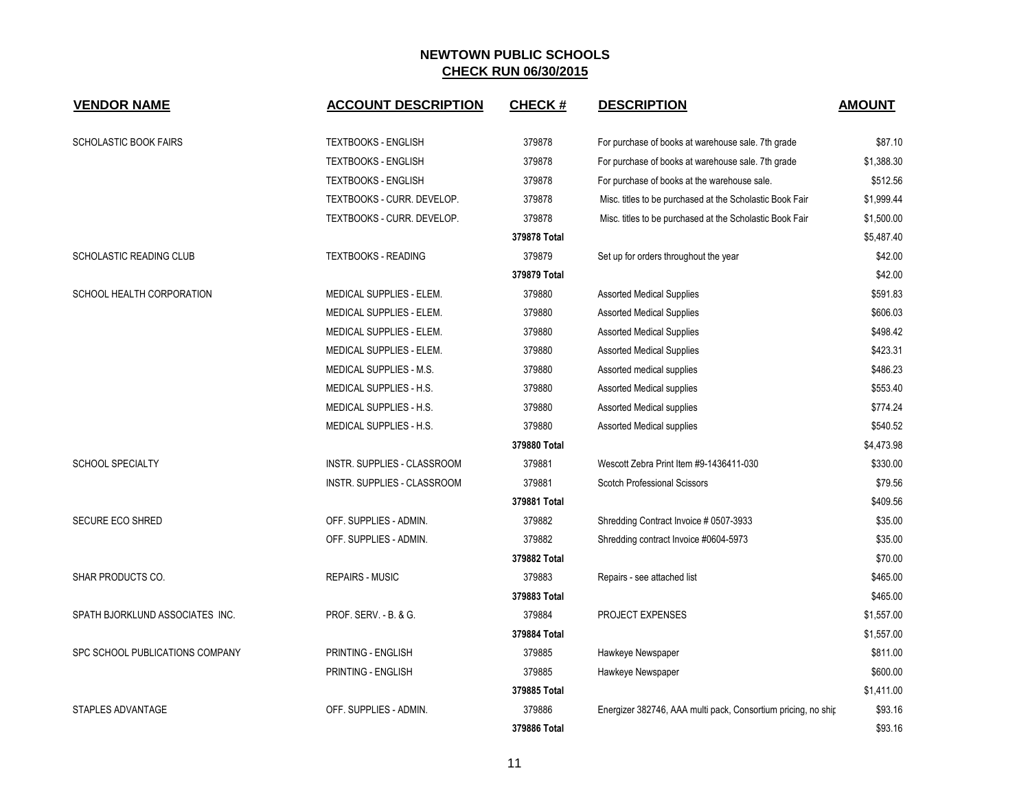# NEWTOWN PUBLIC SCHOOLS

## CHECK RUN 06/30/2015

| VENDOR NAME | ACCOUNT DESCRIPTION | CHECK # | DESCRIPTION | AMOUNT |
|---|---|---|---|---|
| SCHOLASTIC BOOK FAIRS | TEXTBOOKS - ENGLISH | 379878 | For purchase of books at warehouse sale. 7th grade | $87.10 |
| | TEXTBOOKS - ENGLISH | 379878 | For purchase of books at warehouse sale. 7th grade | $1,388.30 |
| | TEXTBOOKS - ENGLISH | 379878 | For purchase of books at the warehouse sale. | $512.56 |
| | TEXTBOOKS - CURR. DEVELOP. | 379878 | Misc. titles to be purchased at the Scholastic Book Fair | $1,999.44 |
| | TEXTBOOKS - CURR. DEVELOP. | 379878 | Misc. titles to be purchased at the Scholastic Book Fair | $1,500.00 |
| | | **379878 Total** | | $5,487.40 |
| SCHOLASTIC READING CLUB | TEXTBOOKS - READING | 379879 | Set up for orders throughout the year | $42.00 |
| | | **379879 Total** | | $42.00 |
| SCHOOL HEALTH CORPORATION | MEDICAL SUPPLIES - ELEM. | 379880 | Assorted Medical Supplies | $591.83 |
| | MEDICAL SUPPLIES - ELEM. | 379880 | Assorted Medical Supplies | $606.03 |
| | MEDICAL SUPPLIES - ELEM. | 379880 | Assorted Medical Supplies | $498.42 |
| | MEDICAL SUPPLIES - ELEM. | 379880 | Assorted Medical Supplies | $423.31 |
| | MEDICAL SUPPLIES - M.S. | 379880 | Assorted medical supplies | $486.23 |
| | MEDICAL SUPPLIES - H.S. | 379880 | Assorted Medical supplies | $553.40 |
| | MEDICAL SUPPLIES - H.S. | 379880 | Assorted Medical supplies | $774.24 |
| | MEDICAL SUPPLIES - H.S. | 379880 | Assorted Medical supplies | $540.52 |
| | | **379880 Total** | | $4,473.98 |
| SCHOOL SPECIALTY | INSTR. SUPPLIES - CLASSROOM | 379881 | Wescott Zebra Print Item #9-1436411-030 | $330.00 |
| | INSTR. SUPPLIES - CLASSROOM | 379881 | Scotch Professional Scissors | $79.56 |
| | | **379881 Total** | | $409.56 |
| SECURE ECO SHRED | OFF. SUPPLIES - ADMIN. | 379882 | Shredding Contract Invoice # 0507-3933 | $35.00 |
| | OFF. SUPPLIES - ADMIN. | 379882 | Shredding contract Invoice #0604-5973 | $35.00 |
| | | **379882 Total** | | $70.00 |
| SHAR PRODUCTS CO. | REPAIRS - MUSIC | 379883 | Repairs - see attached list | $465.00 |
| | | **379883 Total** | | $465.00 |
| SPATH BJORKLUND ASSOCIATES INC. | PROF. SERV. - B. & G. | 379884 | PROJECT EXPENSES | $1,557.00 |
| | | **379884 Total** | | $1,557.00 |
| SPC SCHOOL PUBLICATIONS COMPANY | PRINTING - ENGLISH | 379885 | Hawkeye Newspaper | $811.00 |
| | PRINTING - ENGLISH | 379885 | Hawkeye Newspaper | $600.00 |
| | | **379885 Total** | | $1,411.00 |
| STAPLES ADVANTAGE | OFF. SUPPLIES - ADMIN. | 379886 | Energizer 382746, AAA multi pack, Consortium pricing, no ship | $93.16 |
| | | **379886 Total** | | $93.16 |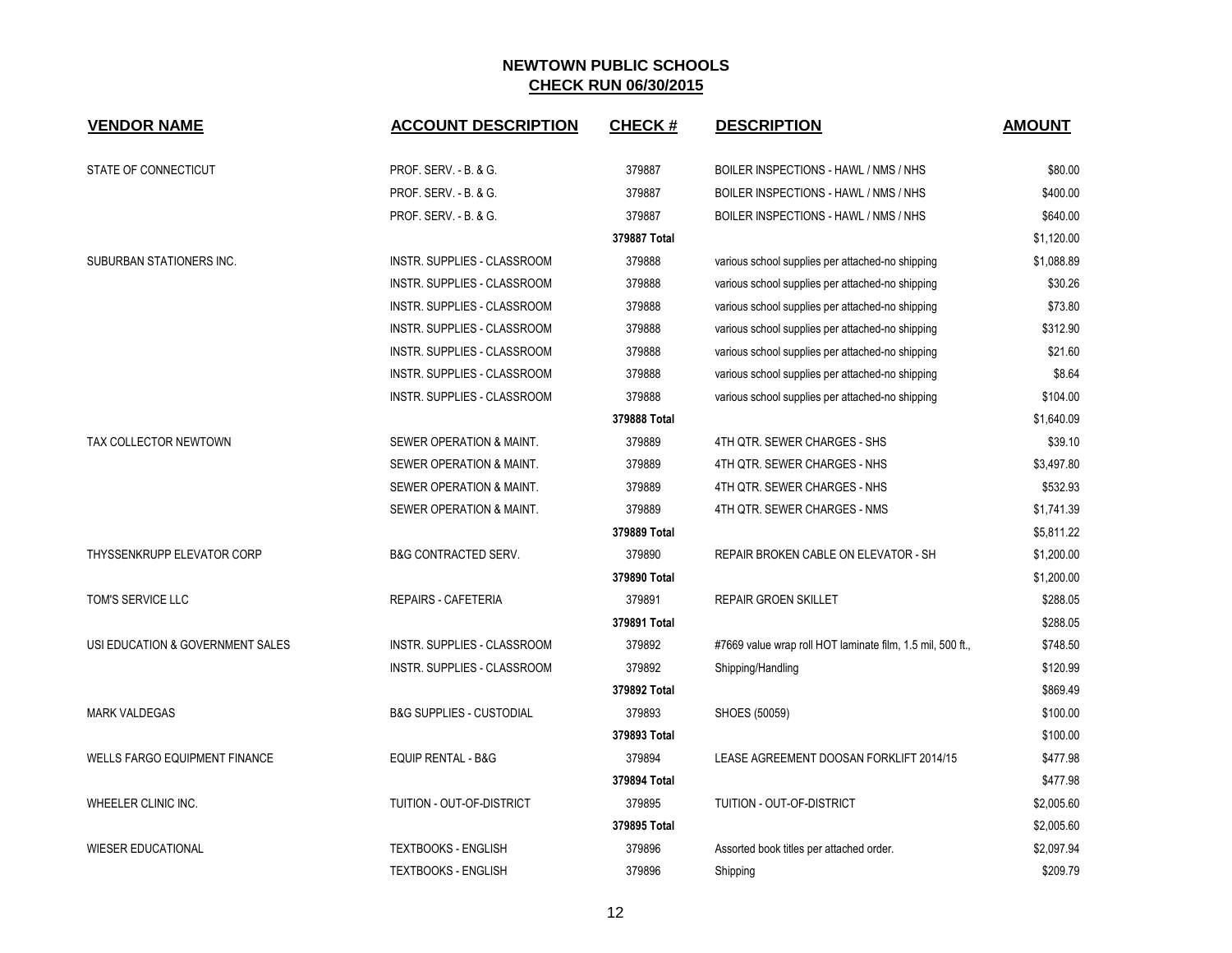# NEWTOWN PUBLIC SCHOOLS
## CHECK RUN 06/30/2015

| VENDOR NAME | ACCOUNT DESCRIPTION | CHECK # | DESCRIPTION | AMOUNT |
|---|---|---|---|---|
| STATE OF CONNECTICUT | PROF. SERV. - B. & G. | 379887 | BOILER INSPECTIONS - HAWL / NMS / NHS | $80.00 |
| | PROF. SERV. - B. & G. | 379887 | BOILER INSPECTIONS - HAWL / NMS / NHS | $400.00 |
| | PROF. SERV. - B. & G. | 379887 | BOILER INSPECTIONS - HAWL / NMS / NHS | $640.00 |
| | | **379887 Total** | | $1,120.00 |
| SUBURBAN STATIONERS INC. | INSTR. SUPPLIES - CLASSROOM | 379888 | various school supplies per attached-no shipping | $1,088.89 |
| | INSTR. SUPPLIES - CLASSROOM | 379888 | various school supplies per attached-no shipping | $30.26 |
| | INSTR. SUPPLIES - CLASSROOM | 379888 | various school supplies per attached-no shipping | $73.80 |
| | INSTR. SUPPLIES - CLASSROOM | 379888 | various school supplies per attached-no shipping | $312.90 |
| | INSTR. SUPPLIES - CLASSROOM | 379888 | various school supplies per attached-no shipping | $21.60 |
| | INSTR. SUPPLIES - CLASSROOM | 379888 | various school supplies per attached-no shipping | $8.64 |
| | INSTR. SUPPLIES - CLASSROOM | 379888 | various school supplies per attached-no shipping | $104.00 |
| | | **379888 Total** | | $1,640.09 |
| TAX COLLECTOR NEWTOWN | SEWER OPERATION & MAINT. | 379889 | 4TH QTR. SEWER CHARGES - SHS | $39.10 |
| | SEWER OPERATION & MAINT. | 379889 | 4TH QTR. SEWER CHARGES - NHS | $3,497.80 |
| | SEWER OPERATION & MAINT. | 379889 | 4TH QTR. SEWER CHARGES - NHS | $532.93 |
| | SEWER OPERATION & MAINT. | 379889 | 4TH QTR. SEWER CHARGES - NMS | $1,741.39 |
| | | **379889 Total** | | $5,811.22 |
| THYSSENKRUPP ELEVATOR CORP | B&G CONTRACTED SERV. | 379890 | REPAIR BROKEN CABLE ON ELEVATOR - SH | $1,200.00 |
| | | **379890 Total** | | $1,200.00 |
| TOM'S SERVICE LLC | REPAIRS - CAFETERIA | 379891 | REPAIR GROEN SKILLET | $288.05 |
| | | **379891 Total** | | $288.05 |
| USI EDUCATION & GOVERNMENT SALES | INSTR. SUPPLIES - CLASSROOM | 379892 | #7669 value wrap roll HOT laminate film, 1.5 mil, 500 ft., | $748.50 |
| | INSTR. SUPPLIES - CLASSROOM | 379892 | Shipping/Handling | $120.99 |
| | | **379892 Total** | | $869.49 |
| MARK VALDEGAS | B&G SUPPLIES - CUSTODIAL | 379893 | SHOES (50059) | $100.00 |
| | | **379893 Total** | | $100.00 |
| WELLS FARGO EQUIPMENT FINANCE | EQUIP RENTAL - B&G | 379894 | LEASE AGREEMENT DOOSAN FORKLIFT 2014/15 | $477.98 |
| | | **379894 Total** | | $477.98 |
| WHEELER CLINIC INC. | TUITION - OUT-OF-DISTRICT | 379895 | TUITION - OUT-OF-DISTRICT | $2,005.60 |
| | | **379895 Total** | | $2,005.60 |
| WIESER EDUCATIONAL | TEXTBOOKS - ENGLISH | 379896 | Assorted book titles per attached order. | $2,097.94 |
| | TEXTBOOKS - ENGLISH | 379896 | Shipping | $209.79 |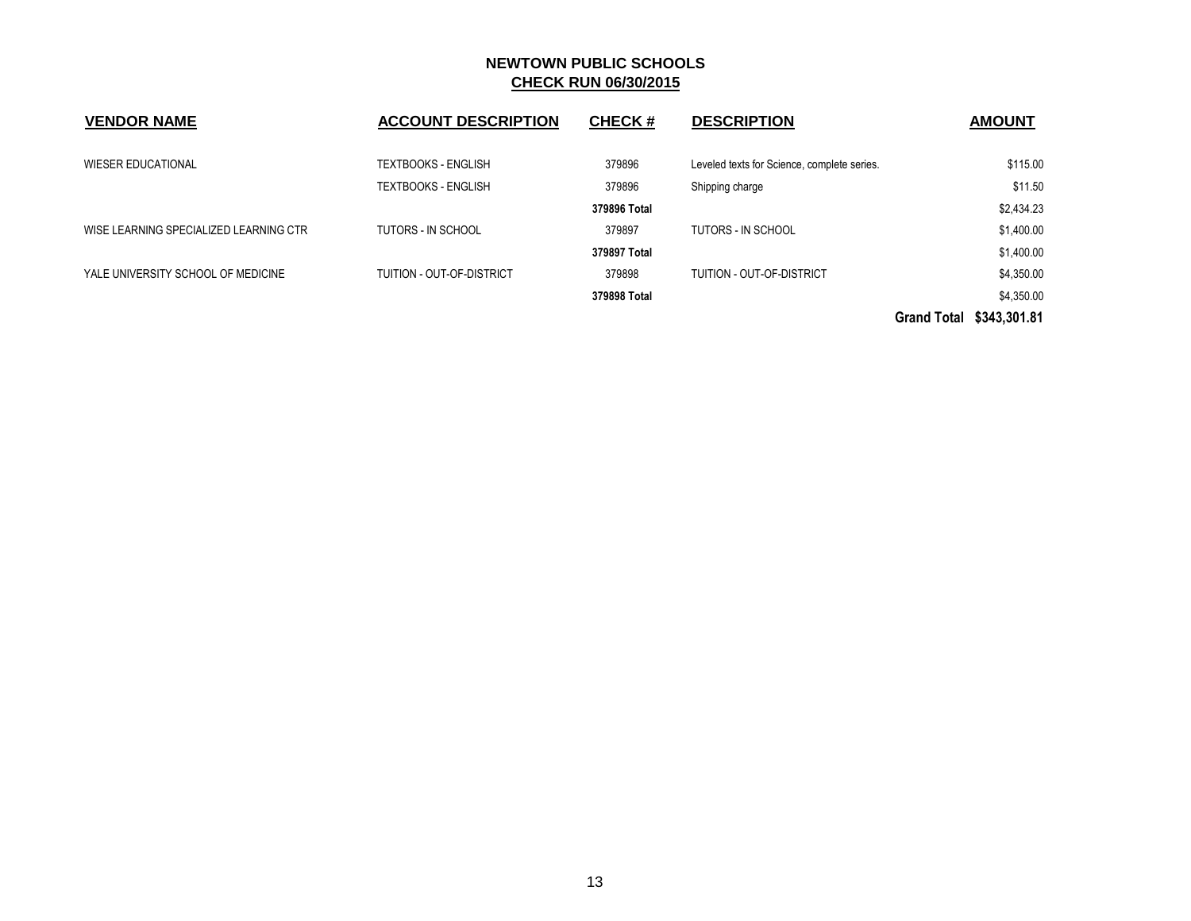# NEWTOWN PUBLIC SCHOOLS

## CHECK RUN 06/30/2015

| VENDOR NAME | ACCOUNT DESCRIPTION | CHECK # | DESCRIPTION | AMOUNT |
|---|---|---|---|---|
| WIESER EDUCATIONAL | TEXTBOOKS - ENGLISH | 379896 | Leveled texts for Science, complete series. | $115.00 |
| | TEXTBOOKS - ENGLISH | 379896 | Shipping charge | $11.50 |
| | | **379896 Total** | | $2,434.23 |
| WISE LEARNING SPECIALIZED LEARNING CTR | TUTORS - IN SCHOOL | 379897 | TUTORS - IN SCHOOL | $1,400.00 |
| | | **379897 Total** | | $1,400.00 |
| YALE UNIVERSITY SCHOOL OF MEDICINE | TUITION - OUT-OF-DISTRICT | 379898 | TUITION - OUT-OF-DISTRICT | $4,350.00 |
| | | **379898 Total** | | $4,350.00 |
| | | | **Grand Total** | **$343,301.81** |